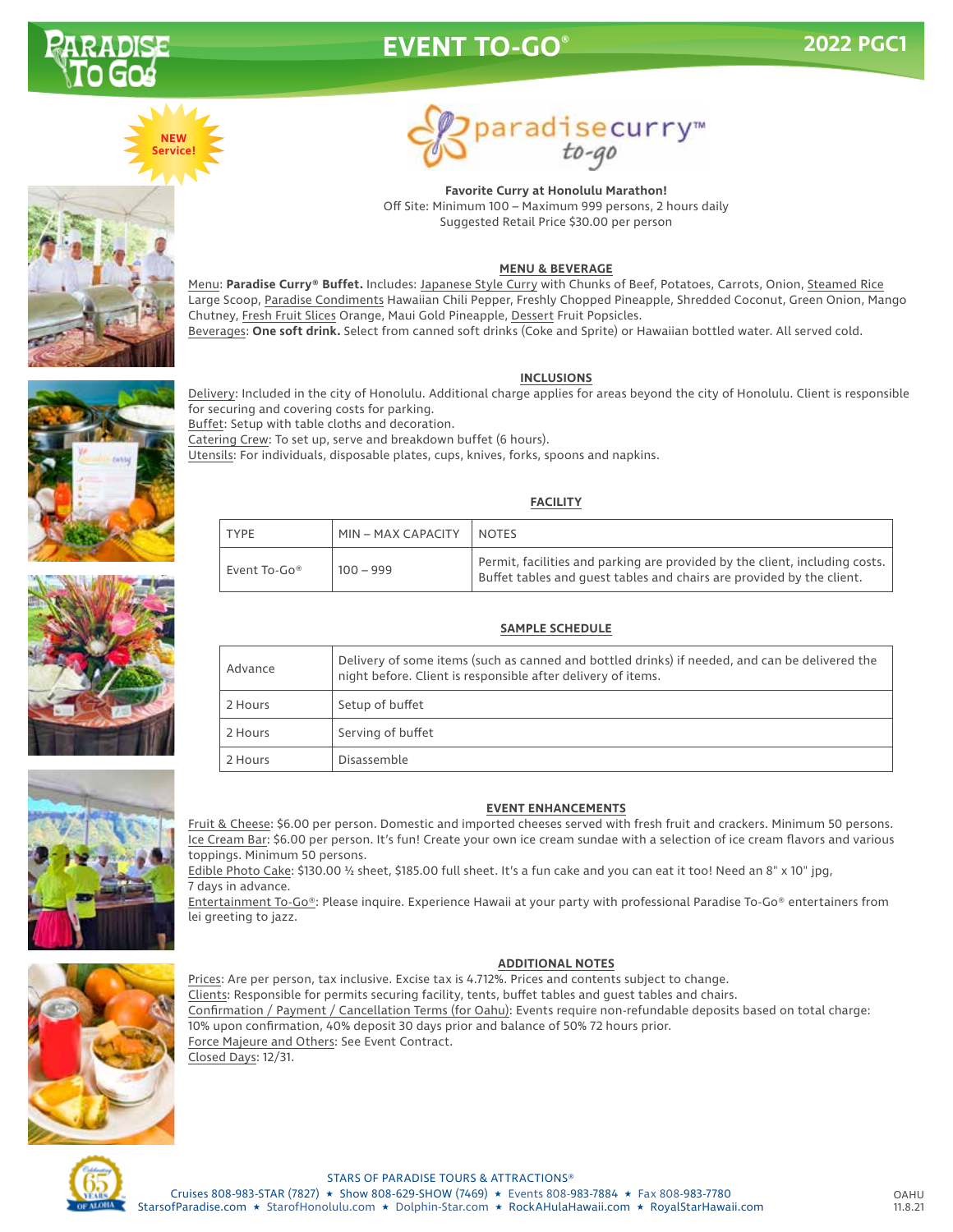# EVENT TO-GO®

**2022 PGC1**

NEW Service!

paradisecurry™ to-go

**Favorite Curry at Honolulu Marathon!**
Off Site: Minimum 100 – Maximum 999 persons, 2 hours daily
Suggested Retail Price $30.00 per person

## MENU & BEVERAGE

Menu: **Paradise Curry® Buffet.** Includes: Japanese Style Curry with Chunks of Beef, Potatoes, Carrots, Onion, Steamed Rice Large Scoop, Paradise Condiments Hawaiian Chili Pepper, Freshly Chopped Pineapple, Shredded Coconut, Green Onion, Mango Chutney, Fresh Fruit Slices Orange, Maui Gold Pineapple, Dessert Fruit Popsicles.
Beverages: **One soft drink.** Select from canned soft drinks (Coke and Sprite) or Hawaiian bottled water. All served cold.

## INCLUSIONS

Delivery: Included in the city of Honolulu. Additional charge applies for areas beyond the city of Honolulu. Client is responsible for securing and covering costs for parking.
Buffet: Setup with table cloths and decoration.
Catering Crew: To set up, serve and breakdown buffet (6 hours).
Utensils: For individuals, disposable plates, cups, knives, forks, spoons and napkins.

## FACILITY

| TYPE | MIN – MAX CAPACITY | NOTES |
|---|---|---|
| Event To-Go® | 100 – 999 | Permit, facilities and parking are provided by the client, including costs. Buffet tables and guest tables and chairs are provided by the client. |

## SAMPLE SCHEDULE

| | |
|---|---|
| Advance | Delivery of some items (such as canned and bottled drinks) if needed, and can be delivered the night before. Client is responsible after delivery of items. |
| 2 Hours | Setup of buffet |
| 2 Hours | Serving of buffet |
| 2 Hours | Disassemble |

## EVENT ENHANCEMENTS

Fruit & Cheese: $6.00 per person. Domestic and imported cheeses served with fresh fruit and crackers. Minimum 50 persons.
Ice Cream Bar: $6.00 per person. It's fun! Create your own ice cream sundae with a selection of ice cream flavors and various toppings. Minimum 50 persons.
Edible Photo Cake: $130.00 ½ sheet, $185.00 full sheet. It's a fun cake and you can eat it too! Need an 8" x 10" jpg, 7 days in advance.
Entertainment To-Go®: Please inquire. Experience Hawaii at your party with professional Paradise To-Go® entertainers from lei greeting to jazz.

## ADDITIONAL NOTES

Prices: Are per person, tax inclusive. Excise tax is 4.712%. Prices and contents subject to change.
Clients: Responsible for permits securing facility, tents, buffet tables and guest tables and chairs.
Confirmation / Payment / Cancellation Terms (for Oahu): Events require non-refundable deposits based on total charge: 10% upon confirmation, 40% deposit 30 days prior and balance of 50% 72 hours prior.
Force Majeure and Others: See Event Contract.
Closed Days: 12/31.

STARS OF PARADISE TOURS & ATTRACTIONS®
Cruises 808-983-STAR (7827) ★ Show 808-629-SHOW (7469) ★ Events 808-983-7884 ★ Fax 808-983-7780
StarsofParadise.com ★ StarofHonolulu.com ★ Dolphin-Star.com ★ RockAHulaHawaii.com ★ RoyalStarHawaii.com

OAHU
11.8.21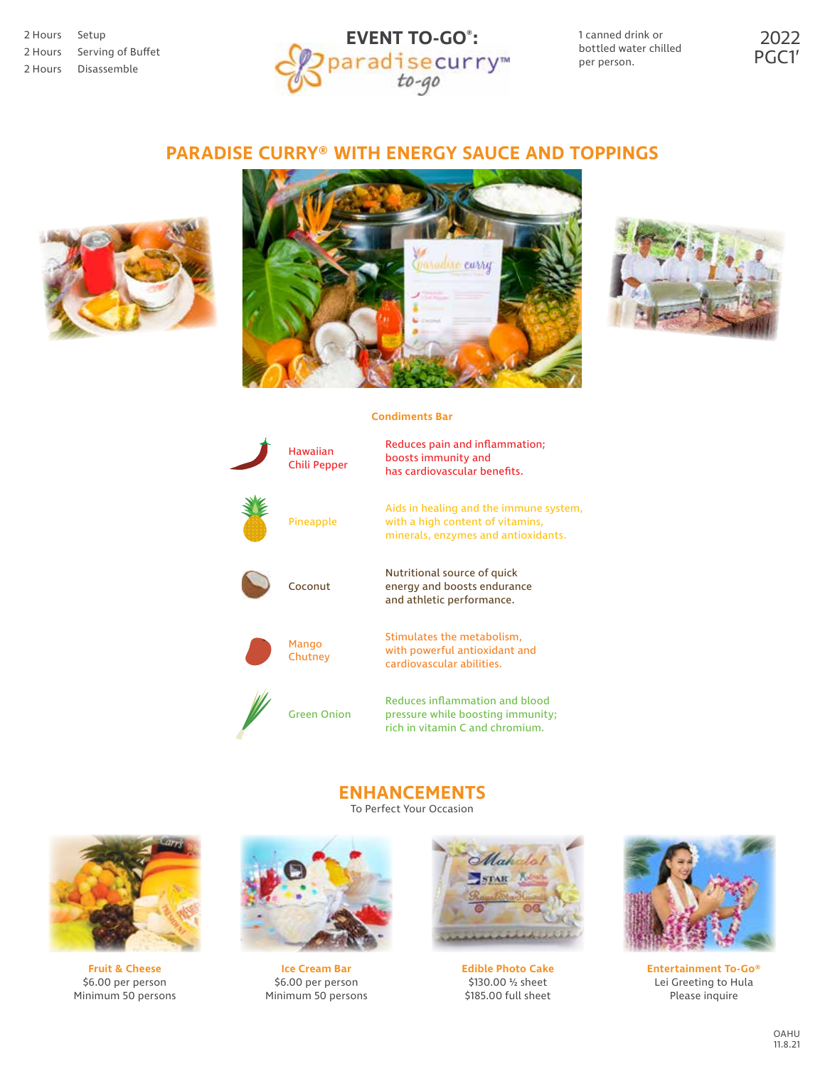| | |
|---|---|
| 2 Hours | Setup |
| 2 Hours | Serving of Buffet |
| 2 Hours | Disassemble |

# EVENT TO-GO®: paradisecurry™ to-go

1 canned drink or bottled water chilled per person.

2022 PGC1′

## PARADISE CURRY® WITH ENERGY SAUCE AND TOPPINGS

### Condiments Bar

| | |
|---|---|
| Hawaiian Chili Pepper | Reduces pain and inflammation; boosts immunity and has cardiovascular benefits. |
| Pineapple | Aids in healing and the immune system, with a high content of vitamins, minerals, enzymes and antioxidants. |
| Coconut | Nutritional source of quick energy and boosts endurance and athletic performance. |
| Mango Chutney | Stimulates the metabolism, with powerful antioxidant and cardiovascular abilities. |
| Green Onion | Reduces inflammation and blood pressure while boosting immunity; rich in vitamin C and chromium. |

## ENHANCEMENTS

To Perfect Your Occasion

**Fruit & Cheese**
$6.00 per person
Minimum 50 persons

**Ice Cream Bar**
$6.00 per person
Minimum 50 persons

**Edible Photo Cake**
$130.00 ½ sheet
$185.00 full sheet

**Entertainment To-Go®**
Lei Greeting to Hula
Please inquire

OAHU
11.8.21